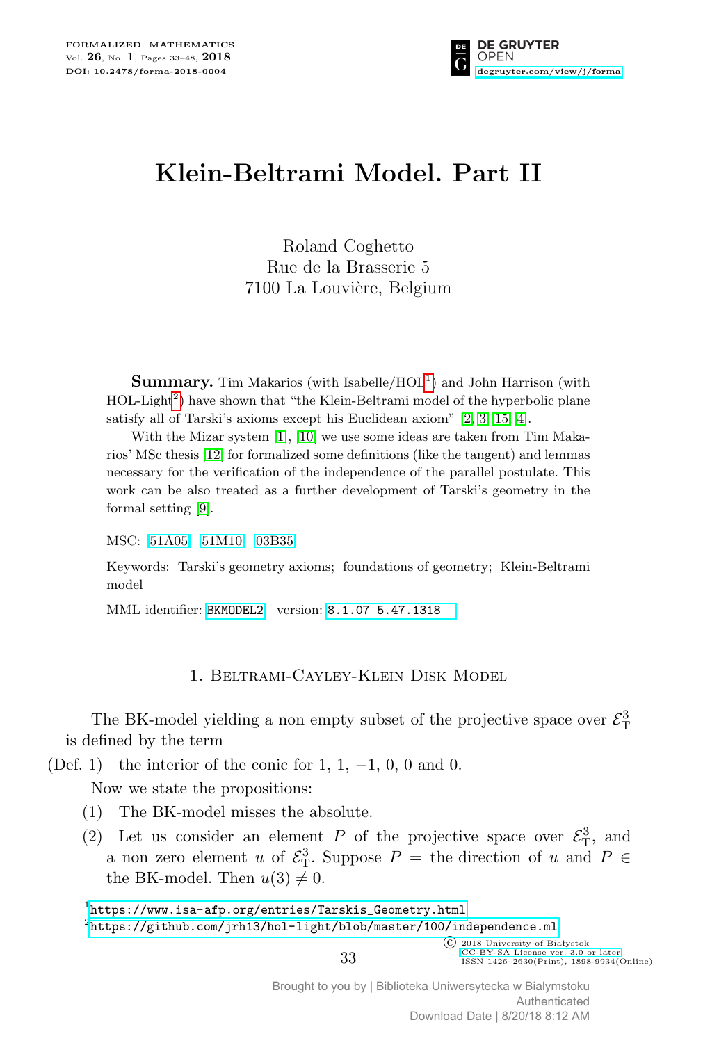# Klein-Beltrami Model. Part II

Roland Coghetto
Rue de la Brasserie 5
7100 La Louvière, Belgium

**Summary.** Tim Makarios (with Isabelle/HOL[1]) and John Harrison (with HOL-Light[2]) have shown that "the Klein-Beltrami model of the hyperbolic plane satisfy all of Tarski's axioms except his Euclidean axiom" [2, 3, 15, 4].

With the Mizar system [1], [10] we use some ideas are taken from Tim Makarios' MSc thesis [12] for formalized some definitions (like the tangent) and lemmas necessary for the verification of the independence of the parallel postulate. This work can be also treated as a further development of Tarski's geometry in the formal setting [9].

MSC: 51A05 51M10 03B35

Keywords: Tarski's geometry axioms; foundations of geometry; Klein-Beltrami model

MML identifier: BKMODEL2, version: 8.1.07 5.47.1318

## 1. Beltrami-Cayley-Klein Disk Model

The BK-model yielding a non empty subset of the projective space over $\mathcal{E}^3_{\rm T}$ is defined by the term

(Def. 1) the interior of the conic for 1, 1, −1, 0, 0 and 0.

Now we state the propositions:

(1) The BK-model misses the absolute.

(2) Let us consider an element $P$ of the projective space over $\mathcal{E}^3_{\rm T}$, and a non zero element $u$ of $\mathcal{E}^3_{\rm T}$. Suppose $P$ = the direction of $u$ and $P \in$ the BK-model. Then $u(3) \neq 0$.

[1] https://www.isa-afp.org/entries/Tarskis_Geometry.html

[2] https://github.com/jrh13/hol-light/blob/master/100/independence.ml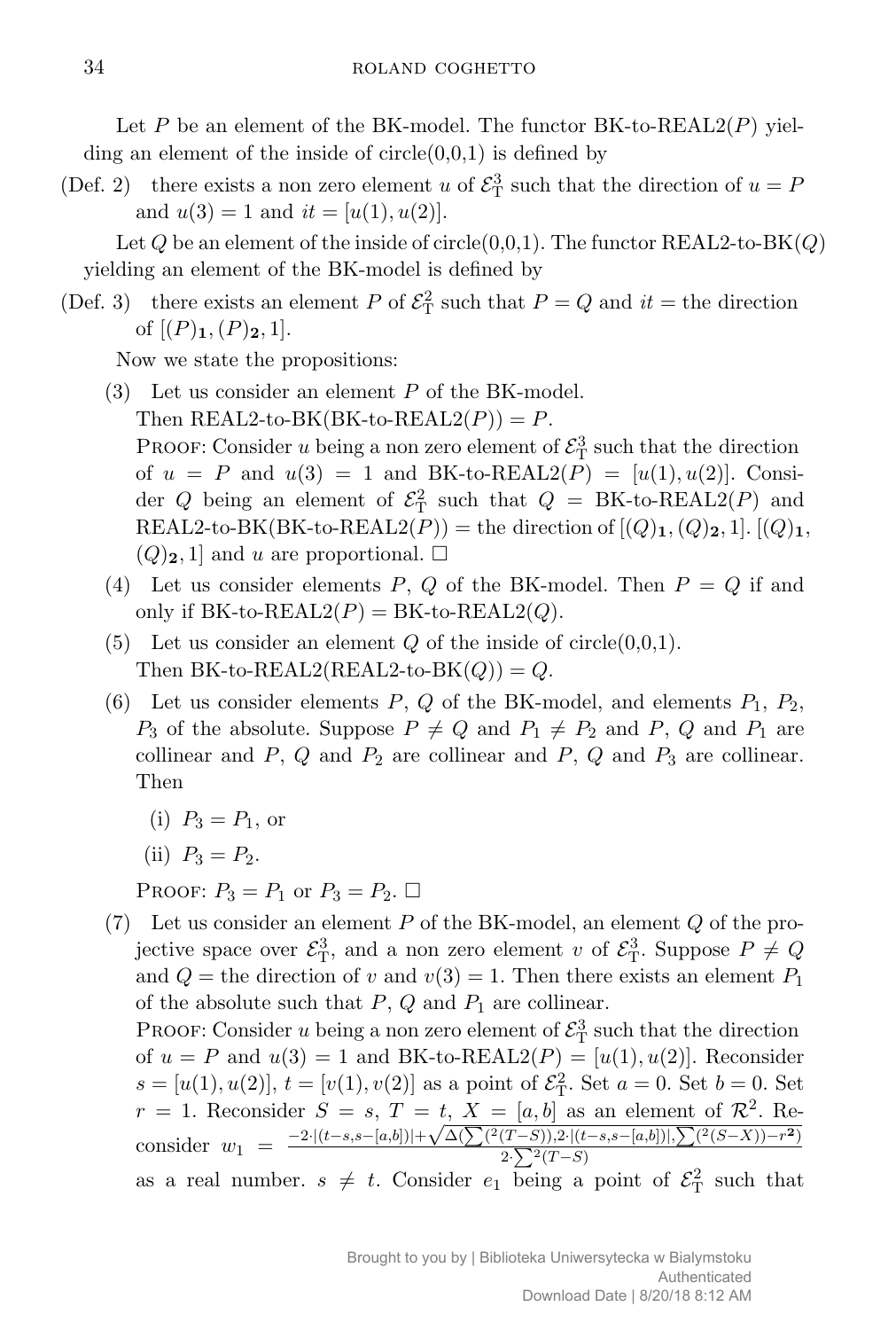Let $P$ be an element of the BK-model. The functor BK-to-REAL2($P$) yielding an element of the inside of circle(0,0,1) is defined by

(Def. 2) there exists a non zero element $u$ of $\mathcal{E}^3_{\rm T}$ such that the direction of $u = P$ and $u(3) = 1$ and $it = [u(1), u(2)]$.

Let $Q$ be an element of the inside of circle(0,0,1). The functor REAL2-to-BK($Q$) yielding an element of the BK-model is defined by

(Def. 3) there exists an element $P$ of $\mathcal{E}^2_{\rm T}$ such that $P = Q$ and $it$ = the direction of $[(P)_{\bf 1}, (P)_{\bf 2}, 1]$.

Now we state the propositions:

(3) Let us consider an element $P$ of the BK-model.
Then REAL2-to-BK(BK-to-REAL2($P$)) = $P$.
Proof: Consider $u$ being a non zero element of $\mathcal{E}^3_{\rm T}$ such that the direction of $u = P$ and $u(3) = 1$ and BK-to-REAL2($P$) = $[u(1), u(2)]$. Consider $Q$ being an element of $\mathcal{E}^2_{\rm T}$ such that $Q$ = BK-to-REAL2($P$) and REAL2-to-BK(BK-to-REAL2($P$)) = the direction of $[(Q)_{\bf 1}, (Q)_{\bf 2}, 1]$. $[(Q)_{\bf 1}, (Q)_{\bf 2}, 1]$ and $u$ are proportional. $\square$

(4) Let us consider elements $P$, $Q$ of the BK-model. Then $P = Q$ if and only if BK-to-REAL2($P$) = BK-to-REAL2($Q$).

(5) Let us consider an element $Q$ of the inside of circle(0,0,1).
Then BK-to-REAL2(REAL2-to-BK($Q$)) = $Q$.

(6) Let us consider elements $P$, $Q$ of the BK-model, and elements $P_1$, $P_2$, $P_3$ of the absolute. Suppose $P \neq Q$ and $P_1 \neq P_2$ and $P$, $Q$ and $P_1$ are collinear and $P$, $Q$ and $P_2$ are collinear and $P$, $Q$ and $P_3$ are collinear. Then

  (i) $P_3 = P_1$, or

  (ii) $P_3 = P_2$.

Proof: $P_3 = P_1$ or $P_3 = P_2$. $\square$

(7) Let us consider an element $P$ of the BK-model, an element $Q$ of the projective space over $\mathcal{E}^3_{\rm T}$, and a non zero element $v$ of $\mathcal{E}^3_{\rm T}$. Suppose $P \neq Q$ and $Q$ = the direction of $v$ and $v(3) = 1$. Then there exists an element $P_1$ of the absolute such that $P$, $Q$ and $P_1$ are collinear.
Proof: Consider $u$ being a non zero element of $\mathcal{E}^3_{\rm T}$ such that the direction of $u = P$ and $u(3) = 1$ and BK-to-REAL2($P$) = $[u(1), u(2)]$. Reconsider $s = [u(1), u(2)]$, $t = [v(1), v(2)]$ as a point of $\mathcal{E}^2_{\rm T}$. Set $a = 0$. Set $b = 0$. Set $r = 1$. Reconsider $S = s$, $T = t$, $X = [a, b]$ as an element of $\mathcal{R}^2$. Reconsider $w_1 = \frac{-2 \cdot |(t-s, s-[a,b])| + \sqrt{\Delta(\sum(^2(T-S)), 2 \cdot |(t-s, s-[a,b])|, \sum(^2(S-X)) - r^{\bf 2})}}{2 \cdot \sum ^2(T-S)}$ as a real number. $s \neq t$. Consider $e_1$ being a point of $\mathcal{E}^2_{\rm T}$ such that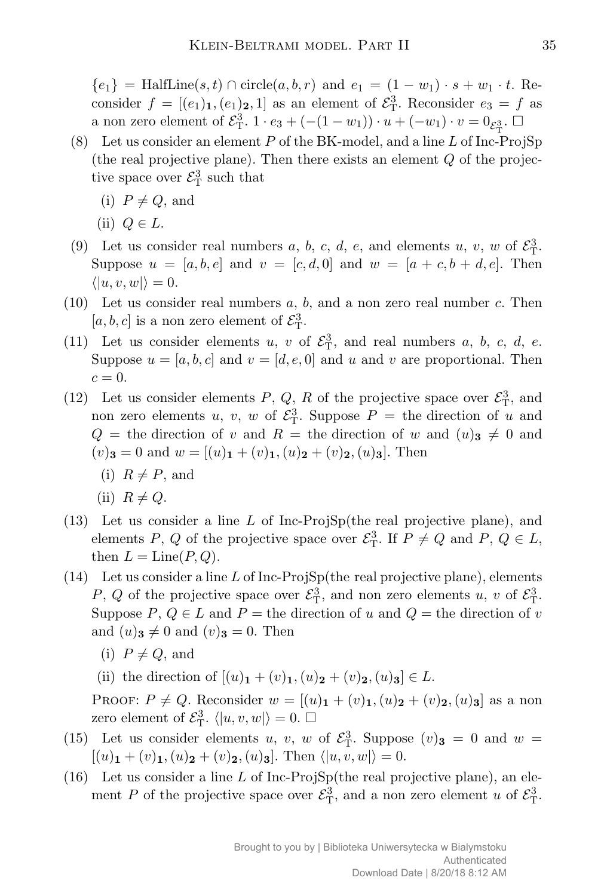$\{e_1\} = \mathrm{HalfLine}(s,t) \cap \mathrm{circle}(a,b,r)$ and $e_1 = (1-w_1) \cdot s + w_1 \cdot t$. Reconsider $f = [(e_1)_{\mathbf{1}}, (e_1)_{\mathbf{2}}, 1]$ as an element of $\mathcal{E}^3_{\mathrm{T}}$. Reconsider $e_3 = f$ as a non zero element of $\mathcal{E}^3_{\mathrm{T}}$. $1 \cdot e_3 + (-(1-w_1)) \cdot u + (-w_1) \cdot v = 0_{\mathcal{E}^3_{\mathrm{T}}}$. □

(8) Let us consider an element $P$ of the BK-model, and a line $L$ of Inc-ProjSp (the real projective plane). Then there exists an element $Q$ of the projective space over $\mathcal{E}^3_{\mathrm{T}}$ such that

  (i) $P \neq Q$, and

  (ii) $Q \in L$.

(9) Let us consider real numbers $a$, $b$, $c$, $d$, $e$, and elements $u$, $v$, $w$ of $\mathcal{E}^3_{\mathrm{T}}$. Suppose $u = [a, b, e]$ and $v = [c, d, 0]$ and $w = [a+c, b+d, e]$. Then $\langle|u, v, w|\rangle = 0$.

(10) Let us consider real numbers $a$, $b$, and a non zero real number $c$. Then $[a, b, c]$ is a non zero element of $\mathcal{E}^3_{\mathrm{T}}$.

(11) Let us consider elements $u$, $v$ of $\mathcal{E}^3_{\mathrm{T}}$, and real numbers $a$, $b$, $c$, $d$, $e$. Suppose $u = [a, b, c]$ and $v = [d, e, 0]$ and $u$ and $v$ are proportional. Then $c = 0$.

(12) Let us consider elements $P$, $Q$, $R$ of the projective space over $\mathcal{E}^3_{\mathrm{T}}$, and non zero elements $u$, $v$, $w$ of $\mathcal{E}^3_{\mathrm{T}}$. Suppose $P =$ the direction of $u$ and $Q =$ the direction of $v$ and $R =$ the direction of $w$ and $(u)_{\mathbf{3}} \neq 0$ and $(v)_{\mathbf{3}} = 0$ and $w = [(u)_{\mathbf{1}} + (v)_{\mathbf{1}}, (u)_{\mathbf{2}} + (v)_{\mathbf{2}}, (u)_{\mathbf{3}}]$. Then

  (i) $R \neq P$, and

  (ii) $R \neq Q$.

(13) Let us consider a line $L$ of Inc-ProjSp(the real projective plane), and elements $P$, $Q$ of the projective space over $\mathcal{E}^3_{\mathrm{T}}$. If $P \neq Q$ and $P$, $Q \in L$, then $L = \mathrm{Line}(P, Q)$.

(14) Let us consider a line $L$ of Inc-ProjSp(the real projective plane), elements $P$, $Q$ of the projective space over $\mathcal{E}^3_{\mathrm{T}}$, and non zero elements $u$, $v$ of $\mathcal{E}^3_{\mathrm{T}}$. Suppose $P$, $Q \in L$ and $P =$ the direction of $u$ and $Q =$ the direction of $v$ and $(u)_{\mathbf{3}} \neq 0$ and $(v)_{\mathbf{3}} = 0$. Then

  (i) $P \neq Q$, and

  (ii) the direction of $[(u)_{\mathbf{1}} + (v)_{\mathbf{1}}, (u)_{\mathbf{2}} + (v)_{\mathbf{2}}, (u)_{\mathbf{3}}] \in L$.

  PROOF: $P \neq Q$. Reconsider $w = [(u)_{\mathbf{1}} + (v)_{\mathbf{1}}, (u)_{\mathbf{2}} + (v)_{\mathbf{2}}, (u)_{\mathbf{3}}]$ as a non zero element of $\mathcal{E}^3_{\mathrm{T}}$. $\langle|u, v, w|\rangle = 0$. □

(15) Let us consider elements $u$, $v$, $w$ of $\mathcal{E}^3_{\mathrm{T}}$. Suppose $(v)_{\mathbf{3}} = 0$ and $w = [(u)_{\mathbf{1}} + (v)_{\mathbf{1}}, (u)_{\mathbf{2}} + (v)_{\mathbf{2}}, (u)_{\mathbf{3}}]$. Then $\langle|u, v, w|\rangle = 0$.

(16) Let us consider a line $L$ of Inc-ProjSp(the real projective plane), an element $P$ of the projective space over $\mathcal{E}^3_{\mathrm{T}}$, and a non zero element $u$ of $\mathcal{E}^3_{\mathrm{T}}$.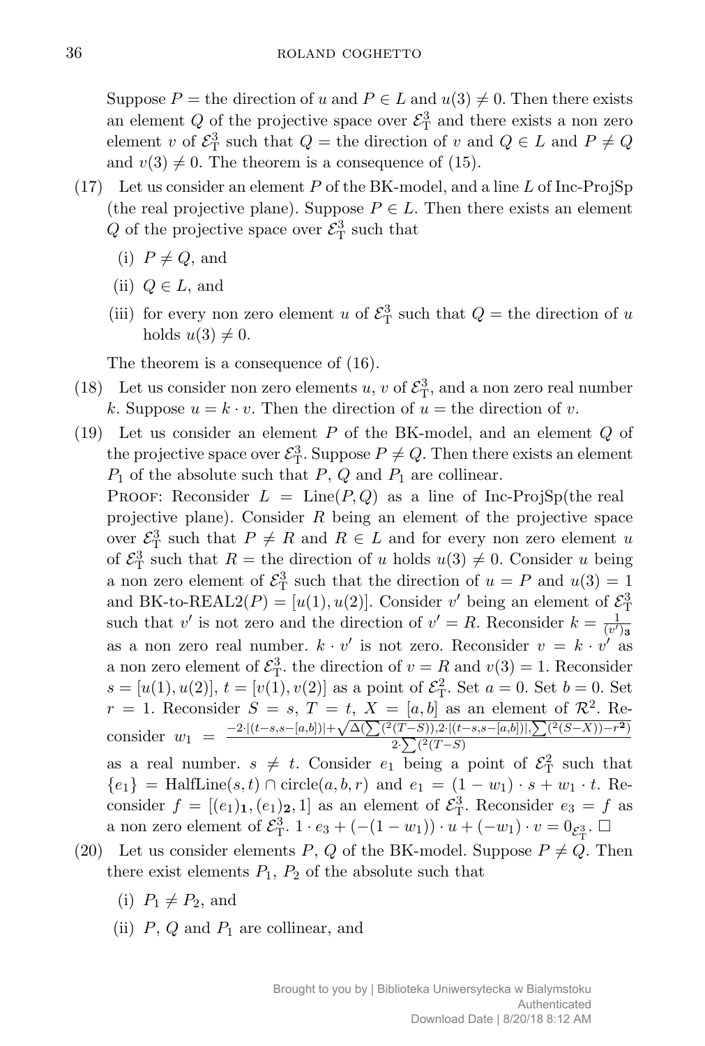Suppose $P$ = the direction of $u$ and $P \in L$ and $u(3) \neq 0$. Then there exists an element $Q$ of the projective space over $\mathcal{E}^3_{\rm T}$ and there exists a non zero element $v$ of $\mathcal{E}^3_{\rm T}$ such that $Q$ = the direction of $v$ and $Q \in L$ and $P \neq Q$ and $v(3) \neq 0$. The theorem is a consequence of (15).

(17) Let us consider an element $P$ of the BK-model, and a line $L$ of Inc-ProjSp (the real projective plane). Suppose $P \in L$. Then there exists an element $Q$ of the projective space over $\mathcal{E}^3_{\rm T}$ such that

- (i) $P \neq Q$, and
- (ii) $Q \in L$, and
- (iii) for every non zero element $u$ of $\mathcal{E}^3_{\rm T}$ such that $Q$ = the direction of $u$ holds $u(3) \neq 0$.

The theorem is a consequence of (16).

(18) Let us consider non zero elements $u$, $v$ of $\mathcal{E}^3_{\rm T}$, and a non zero real number $k$. Suppose $u = k \cdot v$. Then the direction of $u$ = the direction of $v$.

(19) Let us consider an element $P$ of the BK-model, and an element $Q$ of the projective space over $\mathcal{E}^3_{\rm T}$. Suppose $P \neq Q$. Then there exists an element $P_1$ of the absolute such that $P$, $Q$ and $P_1$ are collinear.

PROOF: Reconsider $L$ = Line$(P, Q)$ as a line of Inc-ProjSp(the real projective plane). Consider $R$ being an element of the projective space over $\mathcal{E}^3_{\rm T}$ such that $P \neq R$ and $R \in L$ and for every non zero element $u$ of $\mathcal{E}^3_{\rm T}$ such that $R$ = the direction of $u$ holds $u(3) \neq 0$. Consider $u$ being a non zero element of $\mathcal{E}^3_{\rm T}$ such that the direction of $u = P$ and $u(3) = 1$ and BK-to-REAL2$(P) = [u(1), u(2)]$. Consider $v'$ being an element of $\mathcal{E}^3_{\rm T}$ such that $v'$ is not zero and the direction of $v' = R$. Reconsider $k = \frac{1}{(v')_{\mathbf{3}}}$ as a non zero real number. $k \cdot v'$ is not zero. Reconsider $v = k \cdot v'$ as a non zero element of $\mathcal{E}^3_{\rm T}$. the direction of $v = R$ and $v(3) = 1$. Reconsider $s = [u(1), u(2)]$, $t = [v(1), v(2)]$ as a point of $\mathcal{E}^2_{\rm T}$. Set $a = 0$. Set $b = 0$. Set $r = 1$. Reconsider $S = s$, $T = t$, $X = [a, b]$ as an element of $\mathcal{R}^2$. Reconsider $w_1 = \frac{-2 \cdot |(t-s, s-[a,b])| + \sqrt{\Delta(\sum({}^2(T-S)), 2 \cdot |(t-s, s-[a,b])|, \sum({}^2(S-X)) - r^{\mathbf{2}})}}{2 \cdot \sum({}^2(T-S))}$ as a real number. $s \neq t$. Consider $e_1$ being a point of $\mathcal{E}^2_{\rm T}$ such that $\{e_1\}$ = HalfLine$(s, t) \cap$ circle$(a, b, r)$ and $e_1 = (1 - w_1) \cdot s + w_1 \cdot t$. Reconsider $f = [(e_1)_{\mathbf{1}}, (e_1)_{\mathbf{2}}, 1]$ as an element of $\mathcal{E}^3_{\rm T}$. Reconsider $e_3 = f$ as a non zero element of $\mathcal{E}^3_{\rm T}$. $1 \cdot e_3 + (-(1 - w_1)) \cdot u + (-w_1) \cdot v = 0_{\mathcal{E}^3_{\rm T}}$. $\square$

(20) Let us consider elements $P$, $Q$ of the BK-model. Suppose $P \neq Q$. Then there exist elements $P_1$, $P_2$ of the absolute such that

- (i) $P_1 \neq P_2$, and
- (ii) $P$, $Q$ and $P_1$ are collinear, and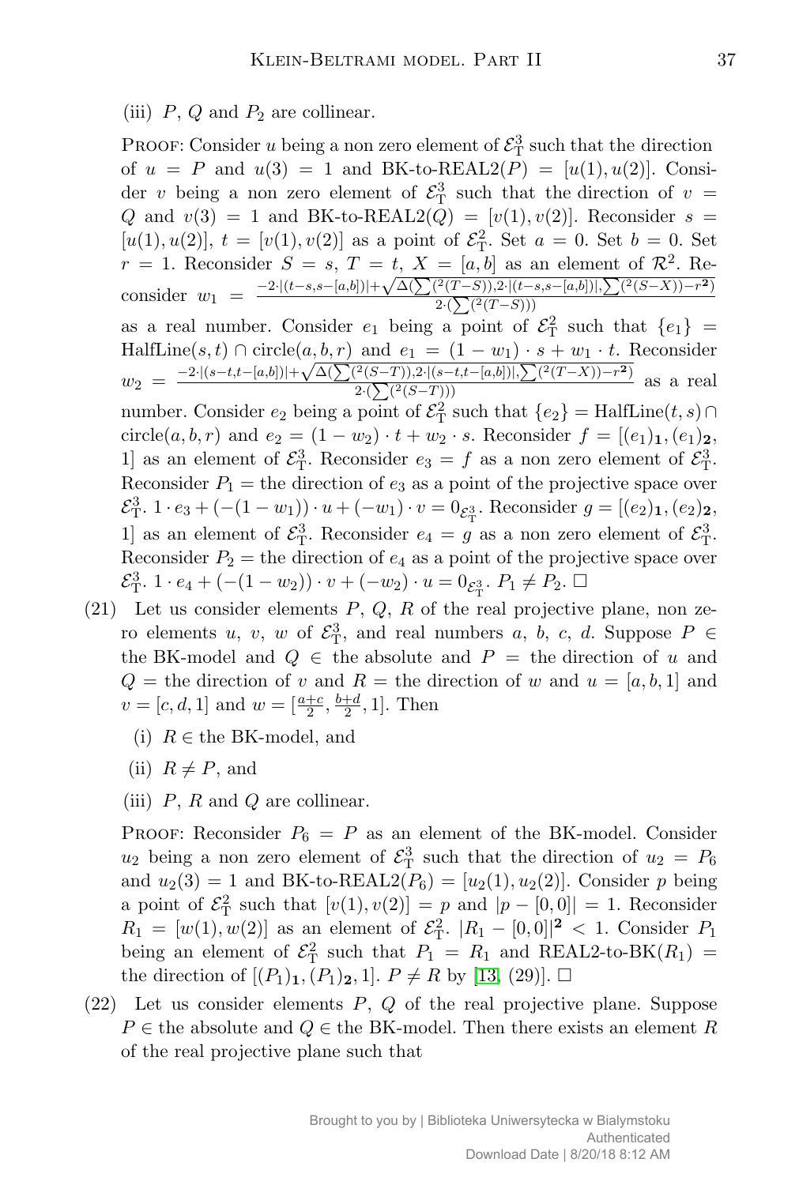(iii) $P$, $Q$ and $P_2$ are collinear.

PROOF: Consider $u$ being a non zero element of $\mathcal{E}^3_{\mathrm{T}}$ such that the direction of $u = P$ and $u(3) = 1$ and BK-to-REAL2$(P) = [u(1), u(2)]$. Consider $v$ being a non zero element of $\mathcal{E}^3_{\mathrm{T}}$ such that the direction of $v = Q$ and $v(3) = 1$ and BK-to-REAL2$(Q) = [v(1), v(2)]$. Reconsider $s = [u(1), u(2)]$, $t = [v(1), v(2)]$ as a point of $\mathcal{E}^2_{\mathrm{T}}$. Set $a = 0$. Set $b = 0$. Set $r = 1$. Reconsider $S = s$, $T = t$, $X = [a, b]$ as an element of $\mathcal{R}^2$. Reconsider $w_1 = \frac{-2 \cdot |(t-s, s-[a,b])| + \sqrt{\Delta(\sum(^2(T-S)), 2 \cdot |(t-s,s-[a,b])|, \sum(^2(S-X)) - r^{\mathbf{2}})}}{2 \cdot (\sum(^2(T-S)))}$ as a real number. Consider $e_1$ being a point of $\mathcal{E}^2_{\mathrm{T}}$ such that $\{e_1\} = \mathrm{HalfLine}(s, t) \cap \mathrm{circle}(a, b, r)$ and $e_1 = (1 - w_1) \cdot s + w_1 \cdot t$. Reconsider $w_2 = \frac{-2 \cdot |(s-t, t-[a,b])| + \sqrt{\Delta(\sum(^2(S-T)), 2 \cdot |(s-t,t-[a,b])|, \sum(^2(T-X)) - r^{\mathbf{2}})}}{2 \cdot (\sum(^2(S-T)))}$ as a real number. Consider $e_2$ being a point of $\mathcal{E}^2_{\mathrm{T}}$ such that $\{e_2\} = \mathrm{HalfLine}(t, s) \cap \mathrm{circle}(a, b, r)$ and $e_2 = (1 - w_2) \cdot t + w_2 \cdot s$. Reconsider $f = [(e_1)_{\mathbf{1}}, (e_1)_{\mathbf{2}}, 1]$ as an element of $\mathcal{E}^3_{\mathrm{T}}$. Reconsider $e_3 = f$ as a non zero element of $\mathcal{E}^3_{\mathrm{T}}$. Reconsider $P_1 =$ the direction of $e_3$ as a point of the projective space over $\mathcal{E}^3_{\mathrm{T}}$. $1 \cdot e_3 + (-(1 - w_1)) \cdot u + (-w_1) \cdot v = 0_{\mathcal{E}^3_{\mathrm{T}}}$. Reconsider $g = [(e_2)_{\mathbf{1}}, (e_2)_{\mathbf{2}}, 1]$ as an element of $\mathcal{E}^3_{\mathrm{T}}$. Reconsider $e_4 = g$ as a non zero element of $\mathcal{E}^3_{\mathrm{T}}$. Reconsider $P_2 =$ the direction of $e_4$ as a point of the projective space over $\mathcal{E}^3_{\mathrm{T}}$. $1 \cdot e_4 + (-(1 - w_2)) \cdot v + (-w_2) \cdot u = 0_{\mathcal{E}^3_{\mathrm{T}}}$. $P_1 \neq P_2$. $\square$

(21) Let us consider elements $P$, $Q$, $R$ of the real projective plane, non zero elements $u$, $v$, $w$ of $\mathcal{E}^3_{\mathrm{T}}$, and real numbers $a$, $b$, $c$, $d$. Suppose $P \in$ the BK-model and $Q \in$ the absolute and $P =$ the direction of $u$ and $Q =$ the direction of $v$ and $R =$ the direction of $w$ and $u = [a, b, 1]$ and $v = [c, d, 1]$ and $w = [\frac{a+c}{2}, \frac{b+d}{2}, 1]$. Then

(i) $R \in$ the BK-model, and

(ii) $R \neq P$, and

(iii) $P$, $R$ and $Q$ are collinear.

PROOF: Reconsider $P_6 = P$ as an element of the BK-model. Consider $u_2$ being a non zero element of $\mathcal{E}^3_{\mathrm{T}}$ such that the direction of $u_2 = P_6$ and $u_2(3) = 1$ and BK-to-REAL2$(P_6) = [u_2(1), u_2(2)]$. Consider $p$ being a point of $\mathcal{E}^2_{\mathrm{T}}$ such that $[v(1), v(2)] = p$ and $|p - [0, 0]| = 1$. Reconsider $R_1 = [w(1), w(2)]$ as an element of $\mathcal{E}^2_{\mathrm{T}}$. $|R_1 - [0, 0]|^{\mathbf{2}} < 1$. Consider $P_1$ being an element of $\mathcal{E}^2_{\mathrm{T}}$ such that $P_1 = R_1$ and REAL2-to-BK$(R_1) =$ the direction of $[(P_1)_{\mathbf{1}}, (P_1)_{\mathbf{2}}, 1]$. $P \neq R$ by [13, (29)]. $\square$

(22) Let us consider elements $P$, $Q$ of the real projective plane. Suppose $P \in$ the absolute and $Q \in$ the BK-model. Then there exists an element $R$ of the real projective plane such that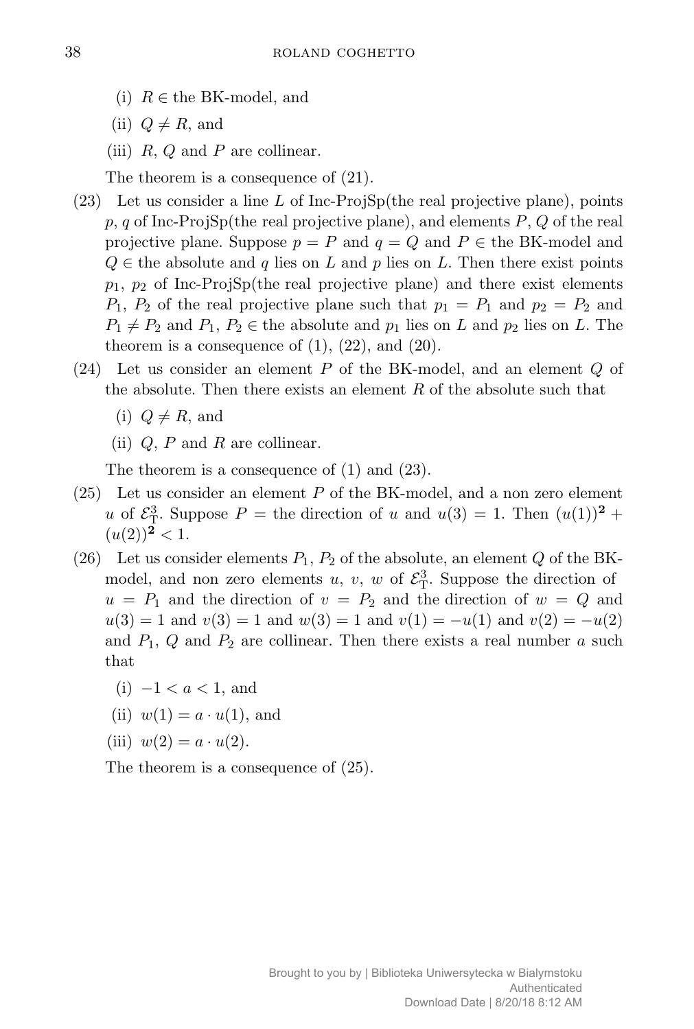(i) $R \in$ the BK-model, and

(ii) $Q \neq R$, and

(iii) $R$, $Q$ and $P$ are collinear.

The theorem is a consequence of (21).

(23) Let us consider a line $L$ of Inc-ProjSp(the real projective plane), points $p$, $q$ of Inc-ProjSp(the real projective plane), and elements $P$, $Q$ of the real projective plane. Suppose $p = P$ and $q = Q$ and $P \in$ the BK-model and $Q \in$ the absolute and $q$ lies on $L$ and $p$ lies on $L$. Then there exist points $p_1$, $p_2$ of Inc-ProjSp(the real projective plane) and there exist elements $P_1$, $P_2$ of the real projective plane such that $p_1 = P_1$ and $p_2 = P_2$ and $P_1 \neq P_2$ and $P_1, P_2 \in$ the absolute and $p_1$ lies on $L$ and $p_2$ lies on $L$. The theorem is a consequence of (1), (22), and (20).

(24) Let us consider an element $P$ of the BK-model, and an element $Q$ of the absolute. Then there exists an element $R$ of the absolute such that

(i) $Q \neq R$, and

(ii) $Q$, $P$ and $R$ are collinear.

The theorem is a consequence of (1) and (23).

(25) Let us consider an element $P$ of the BK-model, and a non zero element $u$ of $\mathcal{E}^3_{\mathrm{T}}$. Suppose $P =$ the direction of $u$ and $u(3) = 1$. Then $(u(1))^{\mathbf{2}} + (u(2))^{\mathbf{2}} < 1$.

(26) Let us consider elements $P_1$, $P_2$ of the absolute, an element $Q$ of the BK-model, and non zero elements $u$, $v$, $w$ of $\mathcal{E}^3_{\mathrm{T}}$. Suppose the direction of $u = P_1$ and the direction of $v = P_2$ and the direction of $w = Q$ and $u(3) = 1$ and $v(3) = 1$ and $w(3) = 1$ and $v(1) = -u(1)$ and $v(2) = -u(2)$ and $P_1$, $Q$ and $P_2$ are collinear. Then there exists a real number $a$ such that

(i) $-1 < a < 1$, and

(ii) $w(1) = a \cdot u(1)$, and

(iii) $w(2) = a \cdot u(2)$.

The theorem is a consequence of (25).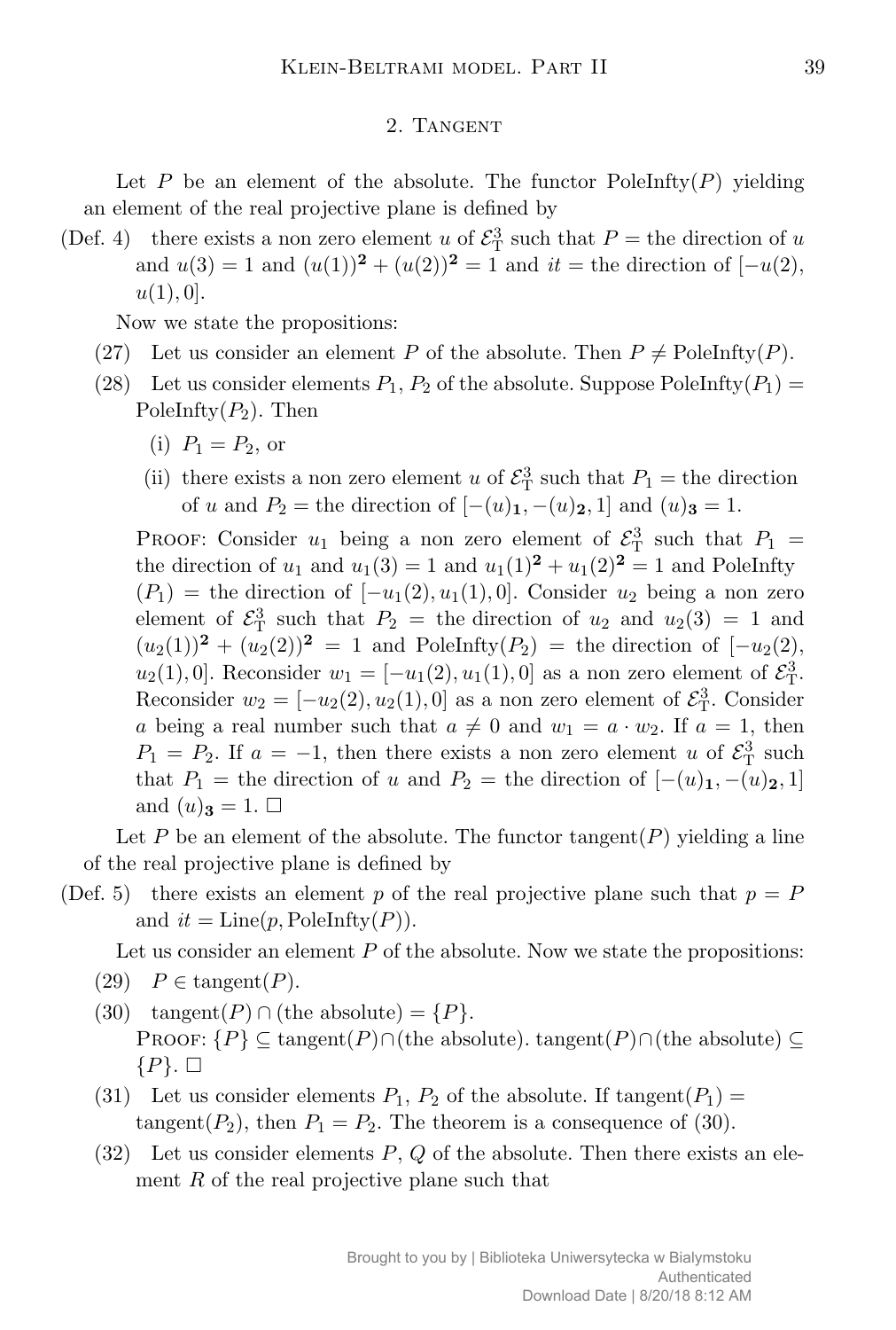## 2. Tangent

Let $P$ be an element of the absolute. The functor PoleInfty($P$) yielding an element of the real projective plane is defined by

(Def. 4) there exists a non zero element $u$ of $\mathcal{E}^3_{\rm T}$ such that $P =$ the direction of $u$ and $u(3) = 1$ and $(u(1))^{\mathbf{2}} + (u(2))^{\mathbf{2}} = 1$ and *it* = the direction of $[-u(2), u(1), 0]$.

Now we state the propositions:

(27) Let us consider an element $P$ of the absolute. Then $P \neq$ PoleInfty($P$).

(28) Let us consider elements $P_1$, $P_2$ of the absolute. Suppose PoleInfty($P_1$) = PoleInfty($P_2$). Then

  (i) $P_1 = P_2$, or

  (ii) there exists a non zero element $u$ of $\mathcal{E}^3_{\rm T}$ such that $P_1 =$ the direction of $u$ and $P_2 =$ the direction of $[-(u)_{\mathbf{1}}, -(u)_{\mathbf{2}}, 1]$ and $(u)_{\mathbf{3}} = 1$.

Proof: Consider $u_1$ being a non zero element of $\mathcal{E}^3_{\rm T}$ such that $P_1 =$ the direction of $u_1$ and $u_1(3) = 1$ and $u_1(1)^{\mathbf{2}} + u_1(2)^{\mathbf{2}} = 1$ and PoleInfty ($P_1$) = the direction of $[-u_1(2), u_1(1), 0]$. Consider $u_2$ being a non zero element of $\mathcal{E}^3_{\rm T}$ such that $P_2 =$ the direction of $u_2$ and $u_2(3) = 1$ and $(u_2(1))^{\mathbf{2}} + (u_2(2))^{\mathbf{2}} = 1$ and PoleInfty($P_2$) = the direction of $[-u_2(2), u_2(1), 0]$. Reconsider $w_1 = [-u_1(2), u_1(1), 0]$ as a non zero element of $\mathcal{E}^3_{\rm T}$. Reconsider $w_2 = [-u_2(2), u_2(1), 0]$ as a non zero element of $\mathcal{E}^3_{\rm T}$. Consider $a$ being a real number such that $a \neq 0$ and $w_1 = a \cdot w_2$. If $a = 1$, then $P_1 = P_2$. If $a = -1$, then there exists a non zero element $u$ of $\mathcal{E}^3_{\rm T}$ such that $P_1 =$ the direction of $u$ and $P_2 =$ the direction of $[-(u)_{\mathbf{1}}, -(u)_{\mathbf{2}}, 1]$ and $(u)_{\mathbf{3}} = 1$. □

Let $P$ be an element of the absolute. The functor tangent($P$) yielding a line of the real projective plane is defined by

(Def. 5) there exists an element $p$ of the real projective plane such that $p = P$ and *it* = Line($p$, PoleInfty($P$)).

Let us consider an element $P$ of the absolute. Now we state the propositions:

(29) $P \in$ tangent($P$).

(30) tangent($P$) $\cap$ (the absolute) = $\{P\}$.
Proof: $\{P\} \subseteq$ tangent($P$)$\cap$(the absolute). tangent($P$)$\cap$(the absolute) $\subseteq$ $\{P\}$. □

(31) Let us consider elements $P_1$, $P_2$ of the absolute. If tangent($P_1$) = tangent($P_2$), then $P_1 = P_2$. The theorem is a consequence of (30).

(32) Let us consider elements $P$, $Q$ of the absolute. Then there exists an element $R$ of the real projective plane such that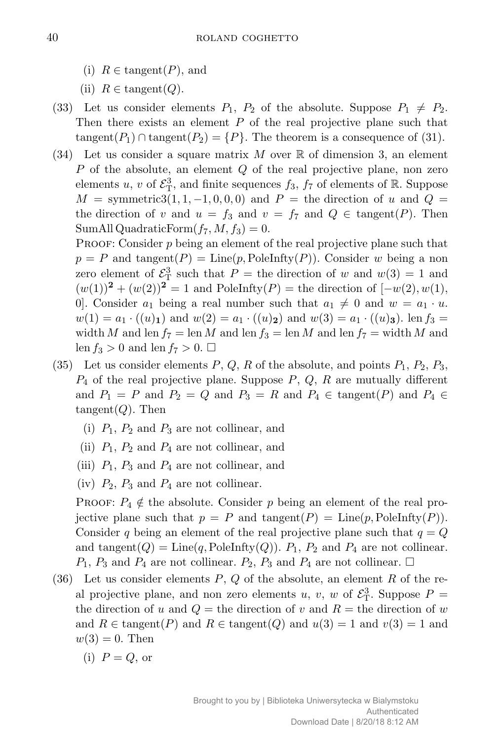(i) $R \in \text{tangent}(P)$, and

(ii) $R \in \text{tangent}(Q)$.

(33) Let us consider elements $P_1$, $P_2$ of the absolute. Suppose $P_1 \neq P_2$. Then there exists an element $P$ of the real projective plane such that $\text{tangent}(P_1) \cap \text{tangent}(P_2) = \{P\}$. The theorem is a consequence of (31).

(34) Let us consider a square matrix $M$ over $\mathbb{R}$ of dimension 3, an element $P$ of the absolute, an element $Q$ of the real projective plane, non zero elements $u$, $v$ of $\mathcal{E}^3_{\mathrm{T}}$, and finite sequences $f_3$, $f_7$ of elements of $\mathbb{R}$. Suppose $M = \text{symmetric3}(1, 1, -1, 0, 0, 0)$ and $P =$ the direction of $u$ and $Q =$ the direction of $v$ and $u = f_3$ and $v = f_7$ and $Q \in \text{tangent}(P)$. Then $\text{SumAll}\,\text{QuadraticForm}(f_7, M, f_3) = 0$.

Proof: Consider $p$ being an element of the real projective plane such that $p = P$ and $\text{tangent}(P) = \text{Line}(p, \text{PoleInfty}(P))$. Consider $w$ being a non zero element of $\mathcal{E}^3_{\mathrm{T}}$ such that $P =$ the direction of $w$ and $w(3) = 1$ and $(w(1))^{\mathbf{2}} + (w(2))^{\mathbf{2}} = 1$ and $\text{PoleInfty}(P) =$ the direction of $[-w(2), w(1), 0]$. Consider $a_1$ being a real number such that $a_1 \neq 0$ and $w = a_1 \cdot u$. $w(1) = a_1 \cdot ((u)_{\mathbf{1}})$ and $w(2) = a_1 \cdot ((u)_{\mathbf{2}})$ and $w(3) = a_1 \cdot ((u)_{\mathbf{3}})$. $\text{len}\, f_3 = \text{width}\, M$ and $\text{len}\, f_7 = \text{len}\, M$ and $\text{len}\, f_3 = \text{len}\, M$ and $\text{len}\, f_7 = \text{width}\, M$ and $\text{len}\, f_3 > 0$ and $\text{len}\, f_7 > 0$. □

(35) Let us consider elements $P$, $Q$, $R$ of the absolute, and points $P_1$, $P_2$, $P_3$, $P_4$ of the real projective plane. Suppose $P$, $Q$, $R$ are mutually different and $P_1 = P$ and $P_2 = Q$ and $P_3 = R$ and $P_4 \in \text{tangent}(P)$ and $P_4 \in \text{tangent}(Q)$. Then

(i) $P_1$, $P_2$ and $P_3$ are not collinear, and

(ii) $P_1$, $P_2$ and $P_4$ are not collinear, and

(iii) $P_1$, $P_3$ and $P_4$ are not collinear, and

(iv) $P_2$, $P_3$ and $P_4$ are not collinear.

Proof: $P_4 \notin$ the absolute. Consider $p$ being an element of the real projective plane such that $p = P$ and $\text{tangent}(P) = \text{Line}(p, \text{PoleInfty}(P))$. Consider $q$ being an element of the real projective plane such that $q = Q$ and $\text{tangent}(Q) = \text{Line}(q, \text{PoleInfty}(Q))$. $P_1$, $P_2$ and $P_4$ are not collinear. $P_1$, $P_3$ and $P_4$ are not collinear. $P_2$, $P_3$ and $P_4$ are not collinear. □

(36) Let us consider elements $P$, $Q$ of the absolute, an element $R$ of the real projective plane, and non zero elements $u$, $v$, $w$ of $\mathcal{E}^3_{\mathrm{T}}$. Suppose $P =$ the direction of $u$ and $Q =$ the direction of $v$ and $R =$ the direction of $w$ and $R \in \text{tangent}(P)$ and $R \in \text{tangent}(Q)$ and $u(3) = 1$ and $v(3) = 1$ and $w(3) = 0$. Then

(i) $P = Q$, or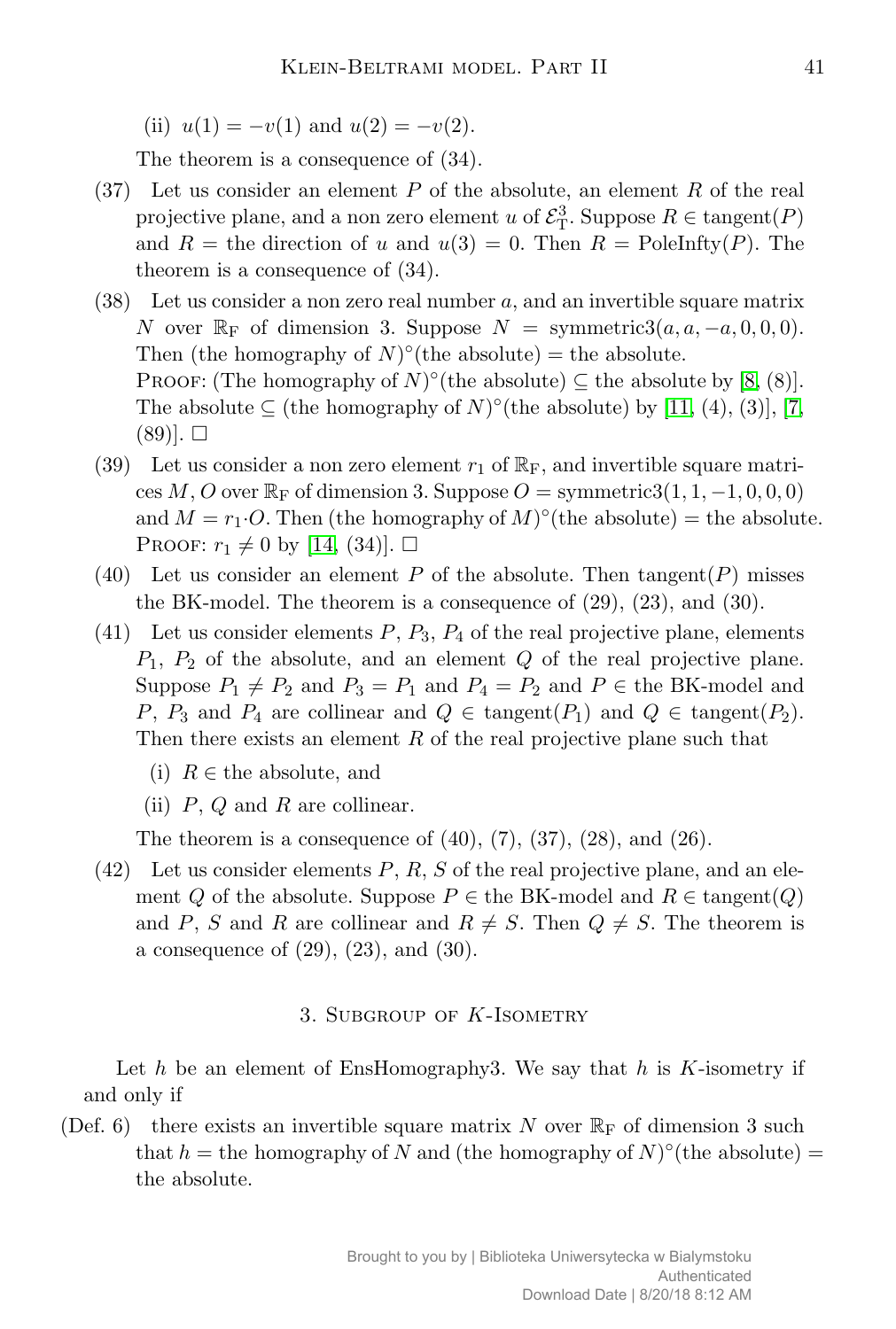(ii) $u(1) = -v(1)$ and $u(2) = -v(2)$.

The theorem is a consequence of (34).

(37) Let us consider an element $P$ of the absolute, an element $R$ of the real projective plane, and a non zero element $u$ of $\mathcal{E}^3_{\rm T}$. Suppose $R \in \text{tangent}(P)$ and $R =$ the direction of $u$ and $u(3) = 0$. Then $R = \text{PoleInfty}(P)$. The theorem is a consequence of (34).

(38) Let us consider a non zero real number $a$, and an invertible square matrix $N$ over $\mathbb{R}_{\rm F}$ of dimension 3. Suppose $N = \text{symmetric3}(a, a, -a, 0, 0, 0)$. Then (the homography of $N$)$^\circ$(the absolute) = the absolute.

Proof: (The homography of $N$)$^\circ$(the absolute) $\subseteq$ the absolute by [8, (8)]. The absolute $\subseteq$ (the homography of $N$)$^\circ$(the absolute) by [11, (4), (3)], [7, (89)]. $\square$

(39) Let us consider a non zero element $r_1$ of $\mathbb{R}_{\rm F}$, and invertible square matrices $M$, $O$ over $\mathbb{R}_{\rm F}$ of dimension 3. Suppose $O = \text{symmetric3}(1, 1, -1, 0, 0, 0)$ and $M = r_1 \cdot O$. Then (the homography of $M$)$^\circ$(the absolute) = the absolute.

Proof: $r_1 \neq 0$ by [14, (34)]. $\square$

(40) Let us consider an element $P$ of the absolute. Then tangent($P$) misses the BK-model. The theorem is a consequence of (29), (23), and (30).

(41) Let us consider elements $P$, $P_3$, $P_4$ of the real projective plane, elements $P_1$, $P_2$ of the absolute, and an element $Q$ of the real projective plane. Suppose $P_1 \neq P_2$ and $P_3 = P_1$ and $P_4 = P_2$ and $P \in$ the BK-model and $P$, $P_3$ and $P_4$ are collinear and $Q \in \text{tangent}(P_1)$ and $Q \in \text{tangent}(P_2)$. Then there exists an element $R$ of the real projective plane such that

(i) $R \in$ the absolute, and

(ii) $P$, $Q$ and $R$ are collinear.

The theorem is a consequence of (40), (7), (37), (28), and (26).

(42) Let us consider elements $P$, $R$, $S$ of the real projective plane, and an element $Q$ of the absolute. Suppose $P \in$ the BK-model and $R \in \text{tangent}(Q)$ and $P$, $S$ and $R$ are collinear and $R \neq S$. Then $Q \neq S$. The theorem is a consequence of (29), (23), and (30).

## 3. Subgroup of K-Isometry

Let $h$ be an element of EnsHomography3. We say that $h$ is $K$-isometry if and only if

(Def. 6) there exists an invertible square matrix $N$ over $\mathbb{R}_{\rm F}$ of dimension 3 such that $h =$ the homography of $N$ and (the homography of $N$)$^\circ$(the absolute) = the absolute.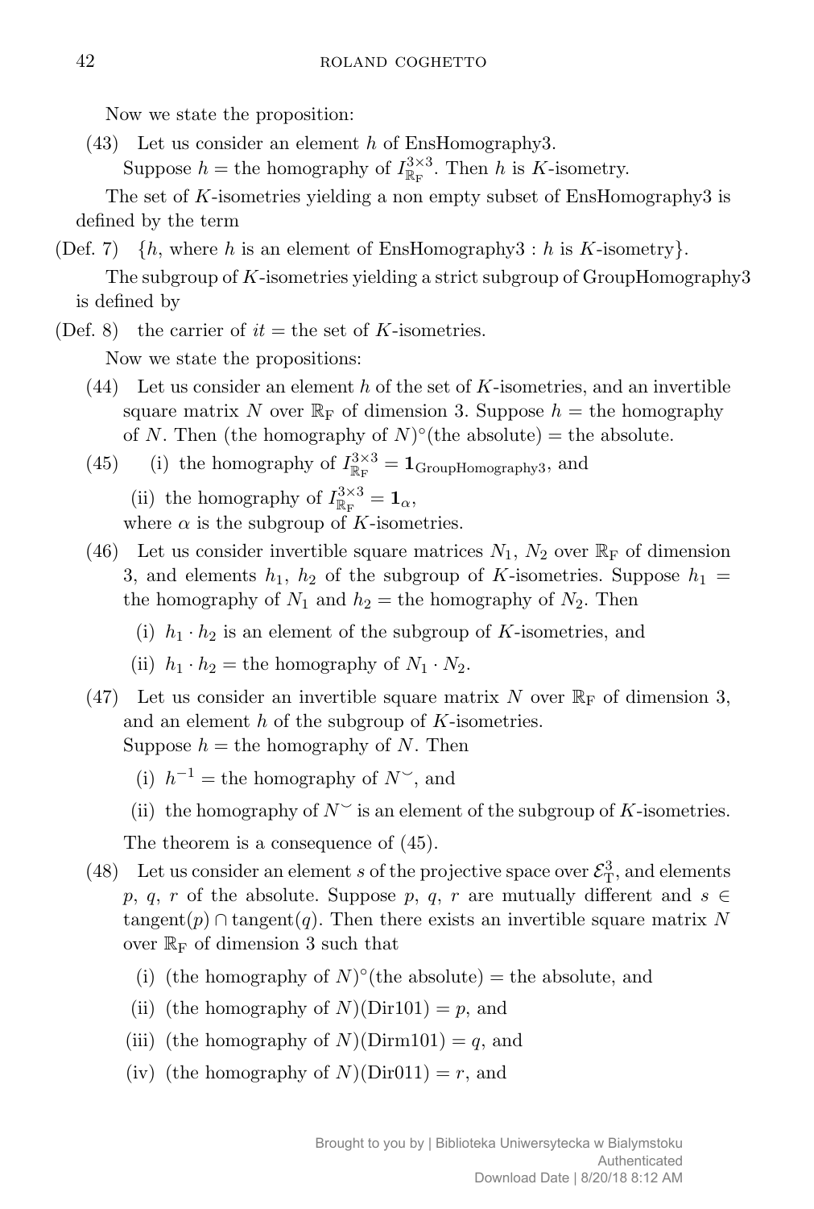Now we state the proposition:

(43) Let us consider an element $h$ of EnsHomography3.
Suppose $h =$ the homography of $I^{3\times 3}_{\mathbb{R}_{\mathrm{F}}}$. Then $h$ is $K$-isometry.

The set of $K$-isometries yielding a non empty subset of EnsHomography3 is defined by the term

(Def. 7) $\{h$, where $h$ is an element of EnsHomography3 : $h$ is $K$-isometry$\}$.

The subgroup of $K$-isometries yielding a strict subgroup of GroupHomography3 is defined by

(Def. 8) the carrier of $it =$ the set of $K$-isometries.

Now we state the propositions:

(44) Let us consider an element $h$ of the set of $K$-isometries, and an invertible square matrix $N$ over $\mathbb{R}_{\mathrm{F}}$ of dimension 3. Suppose $h =$ the homography of $N$. Then (the homography of $N)^{\circ}$(the absolute) $=$ the absolute.

(45) (i) the homography of $I^{3\times 3}_{\mathbb{R}_{\mathrm{F}}} = \mathbf{1}_{\mathrm{GroupHomography3}}$, and

(ii) the homography of $I^{3\times 3}_{\mathbb{R}_{\mathrm{F}}} = \mathbf{1}_{\alpha}$,

where $\alpha$ is the subgroup of $K$-isometries.

(46) Let us consider invertible square matrices $N_1$, $N_2$ over $\mathbb{R}_{\mathrm{F}}$ of dimension 3, and elements $h_1$, $h_2$ of the subgroup of $K$-isometries. Suppose $h_1 =$ the homography of $N_1$ and $h_2 =$ the homography of $N_2$. Then

(i) $h_1 \cdot h_2$ is an element of the subgroup of $K$-isometries, and

(ii) $h_1 \cdot h_2 =$ the homography of $N_1 \cdot N_2$.

(47) Let us consider an invertible square matrix $N$ over $\mathbb{R}_{\mathrm{F}}$ of dimension 3, and an element $h$ of the subgroup of $K$-isometries.
Suppose $h =$ the homography of $N$. Then

(i) $h^{-1} =$ the homography of $N^{\smile}$, and

(ii) the homography of $N^{\smile}$ is an element of the subgroup of $K$-isometries.

The theorem is a consequence of (45).

(48) Let us consider an element $s$ of the projective space over $\mathcal{E}^3_{\mathrm{T}}$, and elements $p$, $q$, $r$ of the absolute. Suppose $p$, $q$, $r$ are mutually different and $s \in \mathrm{tangent}(p) \cap \mathrm{tangent}(q)$. Then there exists an invertible square matrix $N$ over $\mathbb{R}_{\mathrm{F}}$ of dimension 3 such that

(i) (the homography of $N)^{\circ}$(the absolute) $=$ the absolute, and

(ii) (the homography of $N$)(Dir101) $= p$, and

(iii) (the homography of $N$)(Dirm101) $= q$, and

(iv) (the homography of $N$)(Dir011) $= r$, and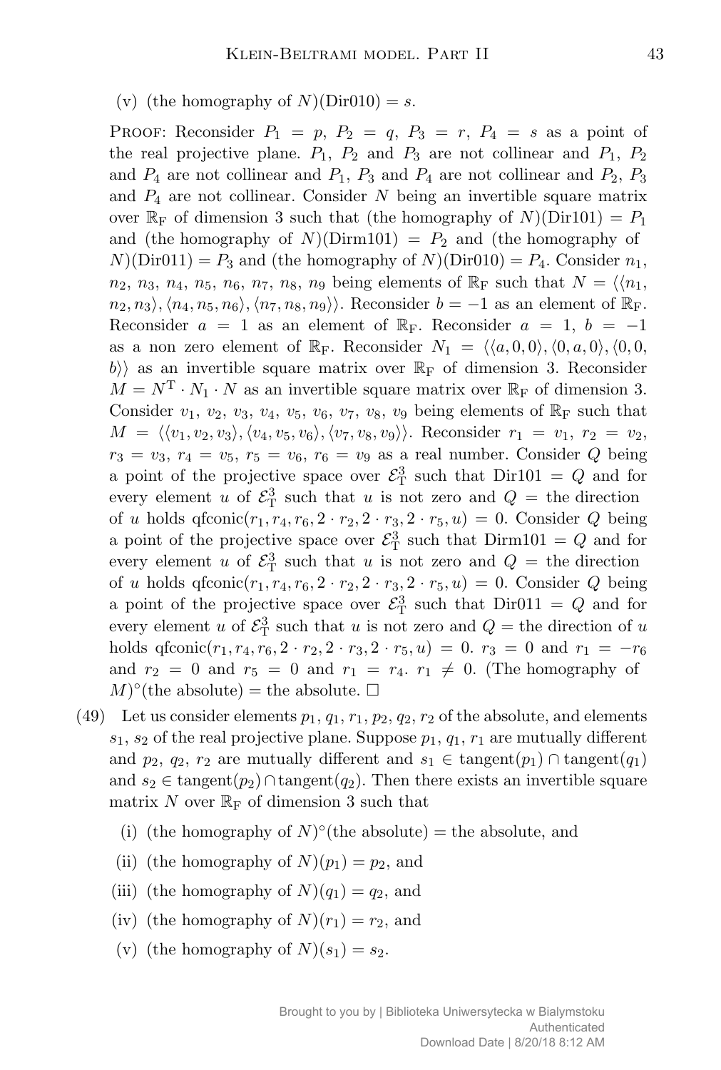(v) (the homography of $N$)(Dir010) $= s$.

Proof: Reconsider $P_1 = p$, $P_2 = q$, $P_3 = r$, $P_4 = s$ as a point of the real projective plane. $P_1$, $P_2$ and $P_3$ are not collinear and $P_1$, $P_2$ and $P_4$ are not collinear and $P_1$, $P_3$ and $P_4$ are not collinear and $P_2$, $P_3$ and $P_4$ are not collinear. Consider $N$ being an invertible square matrix over $\mathbb{R}_{\mathrm{F}}$ of dimension 3 such that (the homography of $N$)(Dir101) $= P_1$ and (the homography of $N$)(Dirm101) $= P_2$ and (the homography of $N$)(Dir011) $= P_3$ and (the homography of $N$)(Dir010) $= P_4$. Consider $n_1$, $n_2$, $n_3$, $n_4$, $n_5$, $n_6$, $n_7$, $n_8$, $n_9$ being elements of $\mathbb{R}_{\mathrm{F}}$ such that $N = \langle\langle n_1, n_2, n_3\rangle, \langle n_4, n_5, n_6\rangle, \langle n_7, n_8, n_9\rangle\rangle$. Reconsider $b = -1$ as an element of $\mathbb{R}_{\mathrm{F}}$. Reconsider $a = 1$ as an element of $\mathbb{R}_{\mathrm{F}}$. Reconsider $a = 1$, $b = -1$ as a non zero element of $\mathbb{R}_{\mathrm{F}}$. Reconsider $N_1 = \langle\langle a, 0, 0\rangle, \langle 0, a, 0\rangle, \langle 0, 0, b\rangle\rangle$ as an invertible square matrix over $\mathbb{R}_{\mathrm{F}}$ of dimension 3. Reconsider $M = N^{\mathrm{T}} \cdot N_1 \cdot N$ as an invertible square matrix over $\mathbb{R}_{\mathrm{F}}$ of dimension 3. Consider $v_1$, $v_2$, $v_3$, $v_4$, $v_5$, $v_6$, $v_7$, $v_8$, $v_9$ being elements of $\mathbb{R}_{\mathrm{F}}$ such that $M = \langle\langle v_1, v_2, v_3\rangle, \langle v_4, v_5, v_6\rangle, \langle v_7, v_8, v_9\rangle\rangle$. Reconsider $r_1 = v_1$, $r_2 = v_2$, $r_3 = v_3$, $r_4 = v_5$, $r_5 = v_6$, $r_6 = v_9$ as a real number. Consider $Q$ being a point of the projective space over $\mathcal{E}^3_{\mathrm{T}}$ such that Dir101 $= Q$ and for every element $u$ of $\mathcal{E}^3_{\mathrm{T}}$ such that $u$ is not zero and $Q =$ the direction of $u$ holds qfconic$(r_1, r_4, r_6, 2 \cdot r_2, 2 \cdot r_3, 2 \cdot r_5, u) = 0$. Consider $Q$ being a point of the projective space over $\mathcal{E}^3_{\mathrm{T}}$ such that Dirm101 $= Q$ and for every element $u$ of $\mathcal{E}^3_{\mathrm{T}}$ such that $u$ is not zero and $Q =$ the direction of $u$ holds qfconic$(r_1, r_4, r_6, 2 \cdot r_2, 2 \cdot r_3, 2 \cdot r_5, u) = 0$. Consider $Q$ being a point of the projective space over $\mathcal{E}^3_{\mathrm{T}}$ such that Dir011 $= Q$ and for every element $u$ of $\mathcal{E}^3_{\mathrm{T}}$ such that $u$ is not zero and $Q =$ the direction of $u$ holds qfconic$(r_1, r_4, r_6, 2 \cdot r_2, 2 \cdot r_3, 2 \cdot r_5, u) = 0$. $r_3 = 0$ and $r_1 = -r_6$ and $r_2 = 0$ and $r_5 = 0$ and $r_1 = r_4$. $r_1 \neq 0$. (The homography of $M$)$^\circ$(the absolute) $=$ the absolute. $\square$

(49) Let us consider elements $p_1$, $q_1$, $r_1$, $p_2$, $q_2$, $r_2$ of the absolute, and elements $s_1$, $s_2$ of the real projective plane. Suppose $p_1$, $q_1$, $r_1$ are mutually different and $p_2$, $q_2$, $r_2$ are mutually different and $s_1 \in \mathrm{tangent}(p_1) \cap \mathrm{tangent}(q_1)$ and $s_2 \in \mathrm{tangent}(p_2) \cap \mathrm{tangent}(q_2)$. Then there exists an invertible square matrix $N$ over $\mathbb{R}_{\mathrm{F}}$ of dimension 3 such that

(i) (the homography of $N$)$^\circ$(the absolute) $=$ the absolute, and

(ii) (the homography of $N$)$(p_1) = p_2$, and

(iii) (the homography of $N$)$(q_1) = q_2$, and

(iv) (the homography of $N$)$(r_1) = r_2$, and

(v) (the homography of $N$)$(s_1) = s_2$.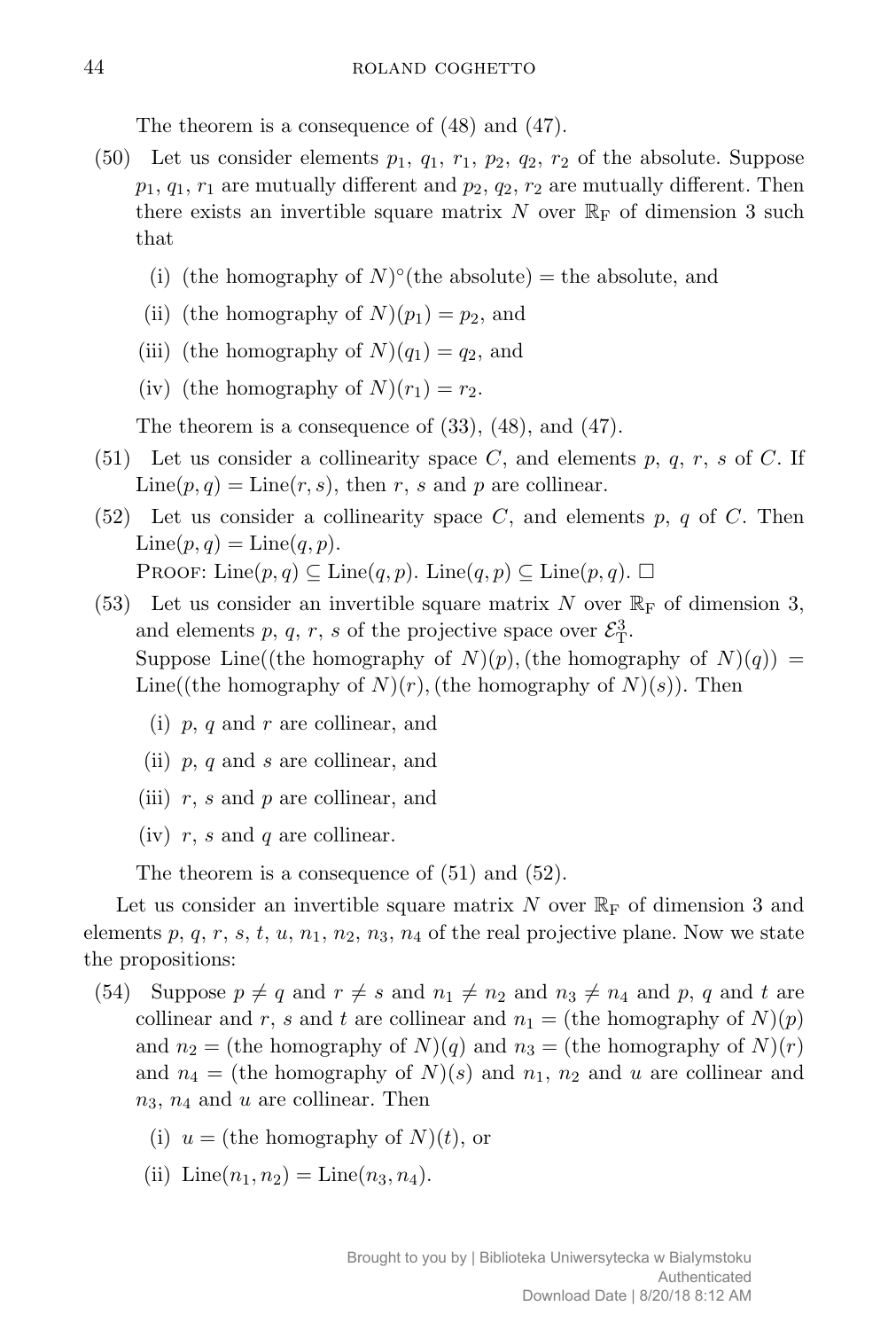The theorem is a consequence of (48) and (47).

(50) Let us consider elements $p_1$, $q_1$, $r_1$, $p_2$, $q_2$, $r_2$ of the absolute. Suppose $p_1$, $q_1$, $r_1$ are mutually different and $p_2$, $q_2$, $r_2$ are mutually different. Then there exists an invertible square matrix $N$ over $\mathbb{R}_{\rm F}$ of dimension 3 such that

   (i) (the homography of $N$)$^\circ$(the absolute) = the absolute, and

   (ii) (the homography of $N$)($p_1$) = $p_2$, and

   (iii) (the homography of $N$)($q_1$) = $q_2$, and

   (iv) (the homography of $N$)($r_1$) = $r_2$.

   The theorem is a consequence of (33), (48), and (47).

(51) Let us consider a collinearity space $C$, and elements $p$, $q$, $r$, $s$ of $C$. If $\text{Line}(p, q) = \text{Line}(r, s)$, then $r$, $s$ and $p$ are collinear.

(52) Let us consider a collinearity space $C$, and elements $p$, $q$ of $C$. Then $\text{Line}(p, q) = \text{Line}(q, p)$.
   PROOF: $\text{Line}(p, q) \subseteq \text{Line}(q, p)$. $\text{Line}(q, p) \subseteq \text{Line}(p, q)$. □

(53) Let us consider an invertible square matrix $N$ over $\mathbb{R}_{\rm F}$ of dimension 3, and elements $p$, $q$, $r$, $s$ of the projective space over $\mathcal{E}^3_{\rm T}$.
   Suppose Line((the homography of $N$)($p$), (the homography of $N$)($q$)) = Line((the homography of $N$)($r$), (the homography of $N$)($s$)). Then

   (i) $p$, $q$ and $r$ are collinear, and

   (ii) $p$, $q$ and $s$ are collinear, and

   (iii) $r$, $s$ and $p$ are collinear, and

   (iv) $r$, $s$ and $q$ are collinear.

   The theorem is a consequence of (51) and (52).

Let us consider an invertible square matrix $N$ over $\mathbb{R}_{\rm F}$ of dimension 3 and elements $p$, $q$, $r$, $s$, $t$, $u$, $n_1$, $n_2$, $n_3$, $n_4$ of the real projective plane. Now we state the propositions:

(54) Suppose $p \neq q$ and $r \neq s$ and $n_1 \neq n_2$ and $n_3 \neq n_4$ and $p$, $q$ and $t$ are collinear and $r$, $s$ and $t$ are collinear and $n_1$ = (the homography of $N$)($p$) and $n_2$ = (the homography of $N$)($q$) and $n_3$ = (the homography of $N$)($r$) and $n_4$ = (the homography of $N$)($s$) and $n_1$, $n_2$ and $u$ are collinear and $n_3$, $n_4$ and $u$ are collinear. Then

   (i) $u$ = (the homography of $N$)($t$), or

   (ii) $\text{Line}(n_1, n_2) = \text{Line}(n_3, n_4)$.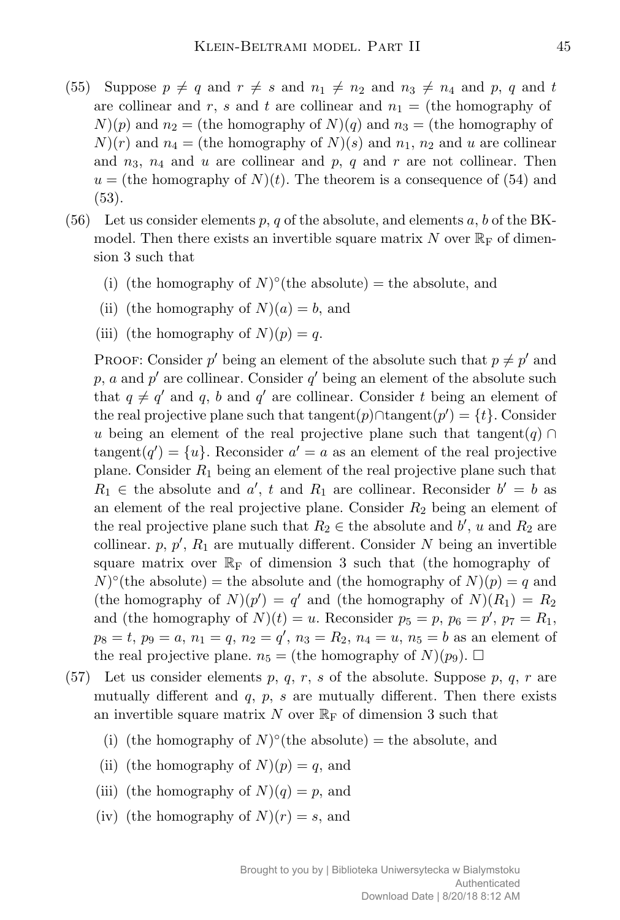(55) Suppose $p \neq q$ and $r \neq s$ and $n_1 \neq n_2$ and $n_3 \neq n_4$ and $p$, $q$ and $t$ are collinear and $r$, $s$ and $t$ are collinear and $n_1 =$ (the homography of $N$)($p$) and $n_2 =$ (the homography of $N$)($q$) and $n_3 =$ (the homography of $N$)($r$) and $n_4 =$ (the homography of $N$)($s$) and $n_1$, $n_2$ and $u$ are collinear and $n_3$, $n_4$ and $u$ are collinear and $p$, $q$ and $r$ are not collinear. Then $u =$ (the homography of $N$)($t$). The theorem is a consequence of (54) and (53).

(56) Let us consider elements $p$, $q$ of the absolute, and elements $a$, $b$ of the BK-model. Then there exists an invertible square matrix $N$ over $\mathbb{R}_{\rm F}$ of dimension 3 such that

  (i) (the homography of $N$)$^\circ$(the absolute) = the absolute, and

  (ii) (the homography of $N$)($a$) = $b$, and

  (iii) (the homography of $N$)($p$) = $q$.

  PROOF: Consider $p'$ being an element of the absolute such that $p \neq p'$ and $p$, $a$ and $p'$ are collinear. Consider $q'$ being an element of the absolute such that $q \neq q'$ and $q$, $b$ and $q'$ are collinear. Consider $t$ being an element of the real projective plane such that tangent($p$)$\cap$tangent($p'$) = $\{t\}$. Consider $u$ being an element of the real projective plane such that tangent($q$) $\cap$ tangent($q'$) = $\{u\}$. Reconsider $a' = a$ as an element of the real projective plane. Consider $R_1$ being an element of the real projective plane such that $R_1 \in$ the absolute and $a'$, $t$ and $R_1$ are collinear. Reconsider $b' = b$ as an element of the real projective plane. Consider $R_2$ being an element of the real projective plane such that $R_2 \in$ the absolute and $b'$, $u$ and $R_2$ are collinear. $p$, $p'$, $R_1$ are mutually different. Consider $N$ being an invertible square matrix over $\mathbb{R}_{\rm F}$ of dimension 3 such that (the homography of $N$)$^\circ$(the absolute) = the absolute and (the homography of $N$)($p$) = $q$ and (the homography of $N$)($p'$) = $q'$ and (the homography of $N$)($R_1$) = $R_2$ and (the homography of $N$)($t$) = $u$. Reconsider $p_5 = p$, $p_6 = p'$, $p_7 = R_1$, $p_8 = t$, $p_9 = a$, $n_1 = q$, $n_2 = q'$, $n_3 = R_2$, $n_4 = u$, $n_5 = b$ as an element of the real projective plane. $n_5 =$ (the homography of $N$)($p_9$). □

(57) Let us consider elements $p$, $q$, $r$, $s$ of the absolute. Suppose $p$, $q$, $r$ are mutually different and $q$, $p$, $s$ are mutually different. Then there exists an invertible square matrix $N$ over $\mathbb{R}_{\rm F}$ of dimension 3 such that

  (i) (the homography of $N$)$^\circ$(the absolute) = the absolute, and

  (ii) (the homography of $N$)($p$) = $q$, and

  (iii) (the homography of $N$)($q$) = $p$, and

  (iv) (the homography of $N$)($r$) = $s$, and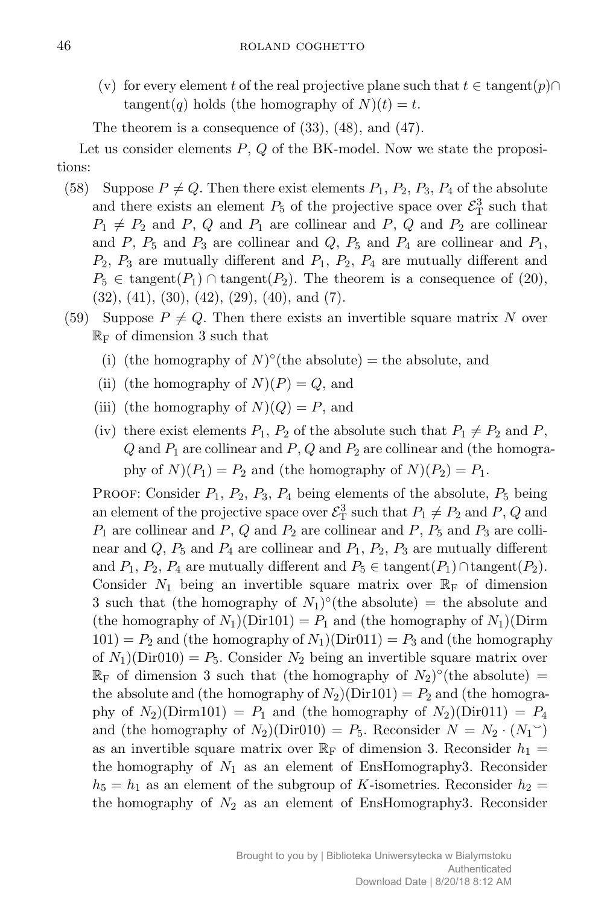(v) for every element $t$ of the real projective plane such that $t \in \text{tangent}(p) \cap \text{tangent}(q)$ holds (the homography of $N$)$(t) = t$.

The theorem is a consequence of (33), (48), and (47).

Let us consider elements $P$, $Q$ of the BK-model. Now we state the propositions:

(58) Suppose $P \neq Q$. Then there exist elements $P_1$, $P_2$, $P_3$, $P_4$ of the absolute and there exists an element $P_5$ of the projective space over $\mathcal{E}^3_{\rm T}$ such that $P_1 \neq P_2$ and $P$, $Q$ and $P_1$ are collinear and $P$, $Q$ and $P_2$ are collinear and $P$, $P_5$ and $P_3$ are collinear and $Q$, $P_5$ and $P_4$ are collinear and $P_1$, $P_2$, $P_3$ are mutually different and $P_1$, $P_2$, $P_4$ are mutually different and $P_5 \in \text{tangent}(P_1) \cap \text{tangent}(P_2)$. The theorem is a consequence of (20), (32), (41), (30), (42), (29), (40), and (7).

(59) Suppose $P \neq Q$. Then there exists an invertible square matrix $N$ over $\mathbb{R}_{\rm F}$ of dimension 3 such that

(i) (the homography of $N$)$^\circ$(the absolute) = the absolute, and

(ii) (the homography of $N$)$(P) = Q$, and

(iii) (the homography of $N$)$(Q) = P$, and

(iv) there exist elements $P_1$, $P_2$ of the absolute such that $P_1 \neq P_2$ and $P$, $Q$ and $P_1$ are collinear and $P$, $Q$ and $P_2$ are collinear and (the homography of $N$)$(P_1) = P_2$ and (the homography of $N$)$(P_2) = P_1$.

Proof: Consider $P_1$, $P_2$, $P_3$, $P_4$ being elements of the absolute, $P_5$ being an element of the projective space over $\mathcal{E}^3_{\rm T}$ such that $P_1 \neq P_2$ and $P$, $Q$ and $P_1$ are collinear and $P$, $Q$ and $P_2$ are collinear and $P$, $P_5$ and $P_3$ are collinear and $Q$, $P_5$ and $P_4$ are collinear and $P_1$, $P_2$, $P_3$ are mutually different and $P_1$, $P_2$, $P_4$ are mutually different and $P_5 \in \text{tangent}(P_1) \cap \text{tangent}(P_2)$. Consider $N_1$ being an invertible square matrix over $\mathbb{R}_{\rm F}$ of dimension 3 such that (the homography of $N_1$)$^\circ$(the absolute) = the absolute and (the homography of $N_1$)(Dir101) $= P_1$ and (the homography of $N_1$)(Dirm 101) $= P_2$ and (the homography of $N_1$)(Dir011) $= P_3$ and (the homography of $N_1$)(Dir010) $= P_5$. Consider $N_2$ being an invertible square matrix over $\mathbb{R}_{\rm F}$ of dimension 3 such that (the homography of $N_2$)$^\circ$(the absolute) = the absolute and (the homography of $N_2$)(Dir101) $= P_2$ and (the homography of $N_2$)(Dirm101) $= P_1$ and (the homography of $N_2$)(Dir011) $= P_4$ and (the homography of $N_2$)(Dir010) $= P_5$. Reconsider $N = N_2 \cdot (N_1{}^\smile)$ as an invertible square matrix over $\mathbb{R}_{\rm F}$ of dimension 3. Reconsider $h_1 =$ the homography of $N_1$ as an element of EnsHomography3. Reconsider $h_5 = h_1$ as an element of the subgroup of $K$-isometries. Reconsider $h_2 =$ the homography of $N_2$ as an element of EnsHomography3. Reconsider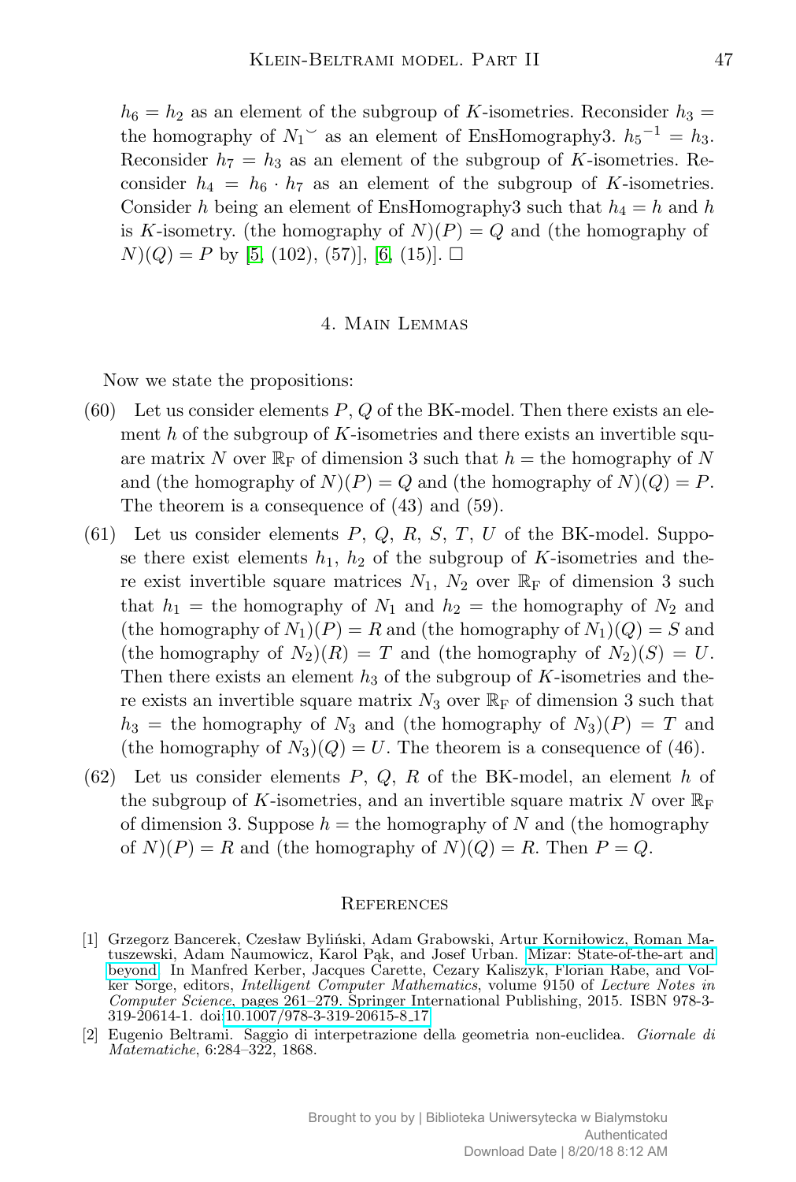$h_6 = h_2$ as an element of the subgroup of $K$-isometries. Reconsider $h_3 =$ the homography of $N_1^{\smile}$ as an element of EnsHomography3. $h_5^{-1} = h_3$. Reconsider $h_7 = h_3$ as an element of the subgroup of $K$-isometries. Reconsider $h_4 = h_6 \cdot h_7$ as an element of the subgroup of $K$-isometries. Consider $h$ being an element of EnsHomography3 such that $h_4 = h$ and $h$ is $K$-isometry. (the homography of $N$)$(P) = Q$ and (the homography of $N$)$(Q) = P$ by [5, (102), (57)], [6, (15)]. $\square$

## 4. Main Lemmas

Now we state the propositions:

(60) Let us consider elements $P$, $Q$ of the BK-model. Then there exists an element $h$ of the subgroup of $K$-isometries and there exists an invertible square matrix $N$ over $\mathbb{R}_{\rm F}$ of dimension 3 such that $h =$ the homography of $N$ and (the homography of $N$)$(P) = Q$ and (the homography of $N$)$(Q) = P$. The theorem is a consequence of (43) and (59).

(61) Let us consider elements $P$, $Q$, $R$, $S$, $T$, $U$ of the BK-model. Suppose there exist elements $h_1$, $h_2$ of the subgroup of $K$-isometries and there exist invertible square matrices $N_1$, $N_2$ over $\mathbb{R}_{\rm F}$ of dimension 3 such that $h_1 =$ the homography of $N_1$ and $h_2 =$ the homography of $N_2$ and (the homography of $N_1$)$(P) = R$ and (the homography of $N_1$)$(Q) = S$ and (the homography of $N_2$)$(R) = T$ and (the homography of $N_2$)$(S) = U$. Then there exists an element $h_3$ of the subgroup of $K$-isometries and there exists an invertible square matrix $N_3$ over $\mathbb{R}_{\rm F}$ of dimension 3 such that $h_3 =$ the homography of $N_3$ and (the homography of $N_3$)$(P) = T$ and (the homography of $N_3$)$(Q) = U$. The theorem is a consequence of (46).

(62) Let us consider elements $P$, $Q$, $R$ of the BK-model, an element $h$ of the subgroup of $K$-isometries, and an invertible square matrix $N$ over $\mathbb{R}_{\rm F}$ of dimension 3. Suppose $h =$ the homography of $N$ and (the homography of $N$)$(P) = R$ and (the homography of $N$)$(Q) = R$. Then $P = Q$.

## References

[1] Grzegorz Bancerek, Czesław Byliński, Adam Grabowski, Artur Korniłowicz, Roman Matuszewski, Adam Naumowicz, Karol Pąk, and Josef Urban. Mizar: State-of-the-art and beyond. In Manfred Kerber, Jacques Carette, Cezary Kaliszyk, Florian Rabe, and Volker Sorge, editors, *Intelligent Computer Mathematics*, volume 9150 of *Lecture Notes in Computer Science*, pages 261–279. Springer International Publishing, 2015. ISBN 978-3-319-20614-1. doi:10.1007/978-3-319-20615-8_17.

[2] Eugenio Beltrami. Saggio di interpetrazione della geometria non-euclidea. *Giornale di Matematiche*, 6:284–322, 1868.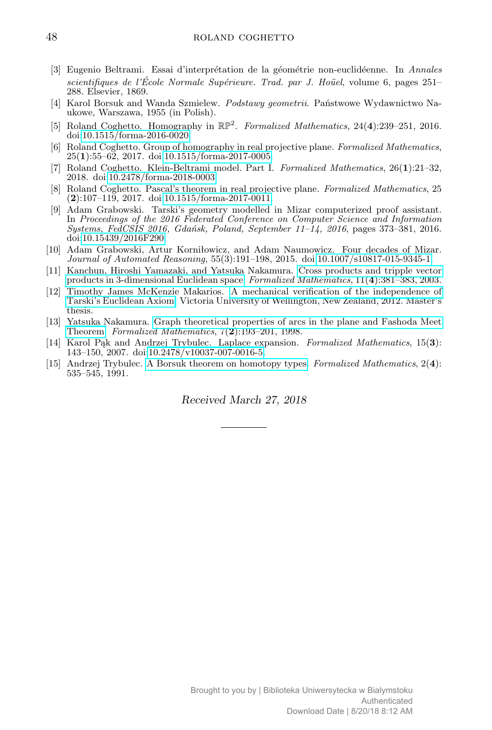[3] Eugenio Beltrami. Essai d'interprétation de la géométrie non-euclidéenne. In *Annales scientifiques de l'École Normale Supérieure. Trad. par J. Hoüel*, volume 6, pages 251–288. Elsevier, 1869.

[4] Karol Borsuk and Wanda Szmielew. *Podstawy geometrii*. Państwowe Wydawnictwo Naukowe, Warszawa, 1955 (in Polish).

[5] Roland Coghetto. Homography in $\mathbb{RP}^2$. *Formalized Mathematics*, 24(**4**):239–251, 2016. doi:10.1515/forma-2016-0020.

[6] Roland Coghetto. Group of homography in real projective plane. *Formalized Mathematics*, 25(**1**):55–62, 2017. doi:10.1515/forma-2017-0005.

[7] Roland Coghetto. Klein-Beltrami model. Part I. *Formalized Mathematics*, 26(**1**):21–32, 2018. doi:10.2478/forma-2018-0003.

[8] Roland Coghetto. Pascal's theorem in real projective plane. *Formalized Mathematics*, 25(**2**):107–119, 2017. doi:10.1515/forma-2017-0011.

[9] Adam Grabowski. Tarski's geometry modelled in Mizar computerized proof assistant. In *Proceedings of the 2016 Federated Conference on Computer Science and Information Systems, FedCSIS 2016, Gdańsk, Poland, September 11–14, 2016*, pages 373–381, 2016. doi:10.15439/2016F290.

[10] Adam Grabowski, Artur Korniłowicz, and Adam Naumowicz. Four decades of Mizar. *Journal of Automated Reasoning*, 55(3):191–198, 2015. doi:10.1007/s10817-015-9345-1.

[11] Kanchun, Hiroshi Yamazaki, and Yatsuka Nakamura. Cross products and tripple vector products in 3-dimensional Euclidean space. *Formalized Mathematics*, 11(**4**):381–383, 2003.

[12] Timothy James McKenzie Makarios. A mechanical verification of the independence of Tarski's Euclidean Axiom. Victoria University of Wellington, New Zealand, 2012. Master's thesis.

[13] Yatsuka Nakamura. Graph theoretical properties of arcs in the plane and Fashoda Meet Theorem. *Formalized Mathematics*, 7(**2**):193–201, 1998.

[14] Karol Pąk and Andrzej Trybulec. Laplace expansion. *Formalized Mathematics*, 15(**3**):143–150, 2007. doi:10.2478/v10037-007-0016-5.

[15] Andrzej Trybulec. A Borsuk theorem on homotopy types. *Formalized Mathematics*, 2(**4**):535–545, 1991.

*Received March 27, 2018*